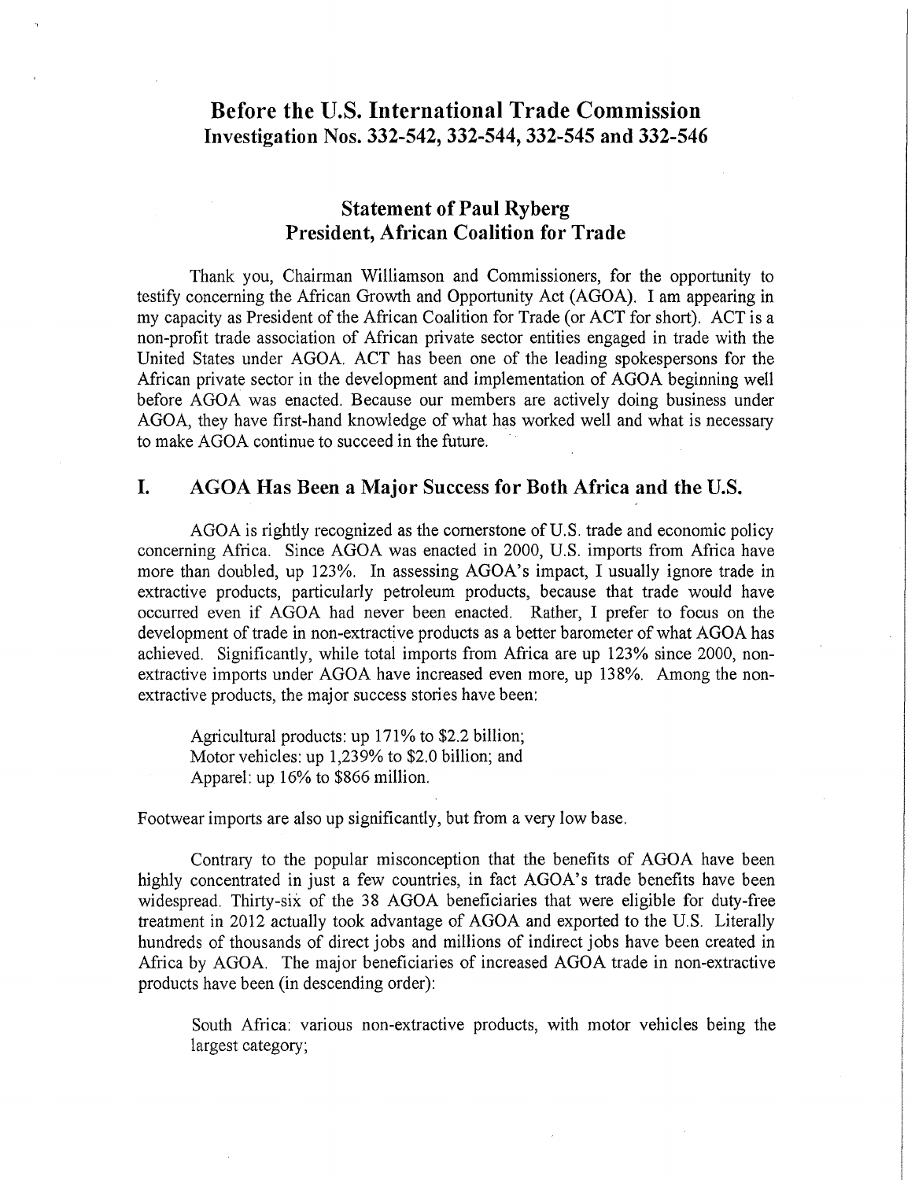# Before the U.S. International Trade Commission
# Investigation Nos. 332-542, 332-544, 332-545 and 332-546

## Statement of Paul Ryberg
## President, African Coalition for Trade

Thank you, Chairman Williamson and Commissioners, for the opportunity to testify concerning the African Growth and Opportunity Act (AGOA). I am appearing in my capacity as President of the African Coalition for Trade (or ACT for short). ACT is a non-profit trade association of African private sector entities engaged in trade with the United States under AGOA. ACT has been one of the leading spokespersons for the African private sector in the development and implementation of AGOA beginning well before AGOA was enacted. Because our members are actively doing business under AGOA, they have first-hand knowledge of what has worked well and what is necessary to make AGOA continue to succeed in the future.

## I. AGOA Has Been a Major Success for Both Africa and the U.S.

AGOA is rightly recognized as the cornerstone of U.S. trade and economic policy concerning Africa. Since AGOA was enacted in 2000, U.S. imports from Africa have more than doubled, up 123%. In assessing AGOA's impact, I usually ignore trade in extractive products, particularly petroleum products, because that trade would have occurred even if AGOA had never been enacted. Rather, I prefer to focus on the development of trade in non-extractive products as a better barometer of what AGOA has achieved. Significantly, while total imports from Africa are up 123% since 2000, non-extractive imports under AGOA have increased even more, up 138%. Among the non-extractive products, the major success stories have been:

Agricultural products: up 171% to \$2.2 billion;
Motor vehicles: up 1,239% to \$2.0 billion; and
Apparel: up 16% to \$866 million.

Footwear imports are also up significantly, but from a very low base.

Contrary to the popular misconception that the benefits of AGOA have been highly concentrated in just a few countries, in fact AGOA's trade benefits have been widespread. Thirty-six of the 38 AGOA beneficiaries that were eligible for duty-free treatment in 2012 actually took advantage of AGOA and exported to the U.S. Literally hundreds of thousands of direct jobs and millions of indirect jobs have been created in Africa by AGOA. The major beneficiaries of increased AGOA trade in non-extractive products have been (in descending order):

South Africa: various non-extractive products, with motor vehicles being the largest category;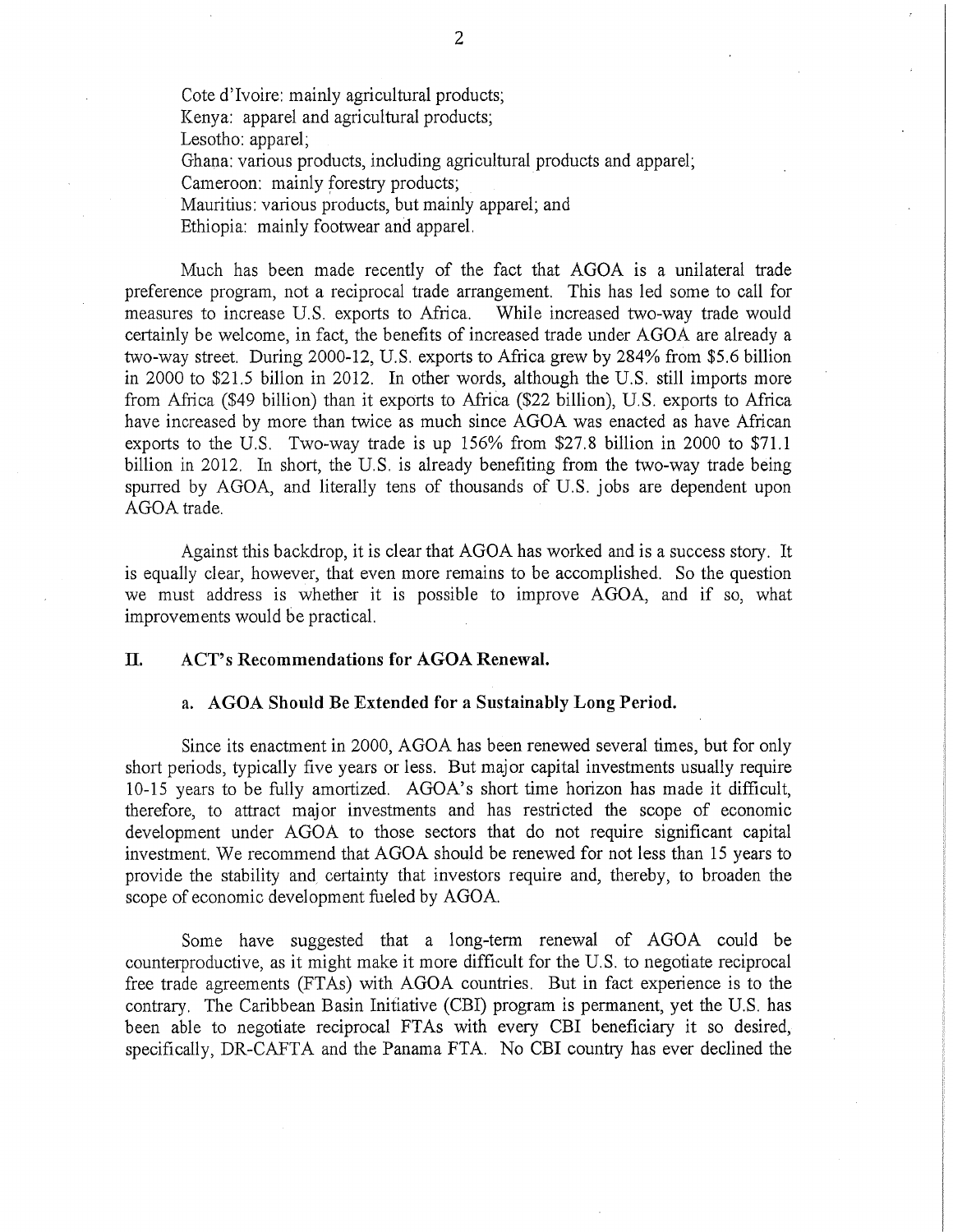Cote d'Ivoire: mainly agricultural products;
Kenya: apparel and agricultural products;
Lesotho: apparel;
Ghana: various products, including agricultural products and apparel;
Cameroon: mainly forestry products;
Mauritius: various products, but mainly apparel; and
Ethiopia: mainly footwear and apparel.

Much has been made recently of the fact that AGOA is a unilateral trade preference program, not a reciprocal trade arrangement. This has led some to call for measures to increase U.S. exports to Africa. While increased two-way trade would certainly be welcome, in fact, the benefits of increased trade under AGOA are already a two-way street. During 2000-12, U.S. exports to Africa grew by 284% from $5.6 billion in 2000 to $21.5 billon in 2012. In other words, although the U.S. still imports more from Africa ($49 billion) than it exports to Africa ($22 billion), U.S. exports to Africa have increased by more than twice as much since AGOA was enacted as have African exports to the U.S. Two-way trade is up 156% from $27.8 billion in 2000 to $71.1 billion in 2012. In short, the U.S. is already benefiting from the two-way trade being spurred by AGOA, and literally tens of thousands of U.S. jobs are dependent upon AGOA trade.

Against this backdrop, it is clear that AGOA has worked and is a success story. It is equally clear, however, that even more remains to be accomplished. So the question we must address is whether it is possible to improve AGOA, and if so, what improvements would be practical.

## II. ACT's Recommendations for AGOA Renewal.

### a. AGOA Should Be Extended for a Sustainably Long Period.

Since its enactment in 2000, AGOA has been renewed several times, but for only short periods, typically five years or less. But major capital investments usually require 10-15 years to be fully amortized. AGOA's short time horizon has made it difficult, therefore, to attract major investments and has restricted the scope of economic development under AGOA to those sectors that do not require significant capital investment. We recommend that AGOA should be renewed for not less than 15 years to provide the stability and certainty that investors require and, thereby, to broaden the scope of economic development fueled by AGOA.

Some have suggested that a long-term renewal of AGOA could be counterproductive, as it might make it more difficult for the U.S. to negotiate reciprocal free trade agreements (FTAs) with AGOA countries. But in fact experience is to the contrary. The Caribbean Basin Initiative (CBI) program is permanent, yet the U.S. has been able to negotiate reciprocal FTAs with every CBI beneficiary it so desired, specifically, DR-CAFTA and the Panama FTA. No CBI country has ever declined the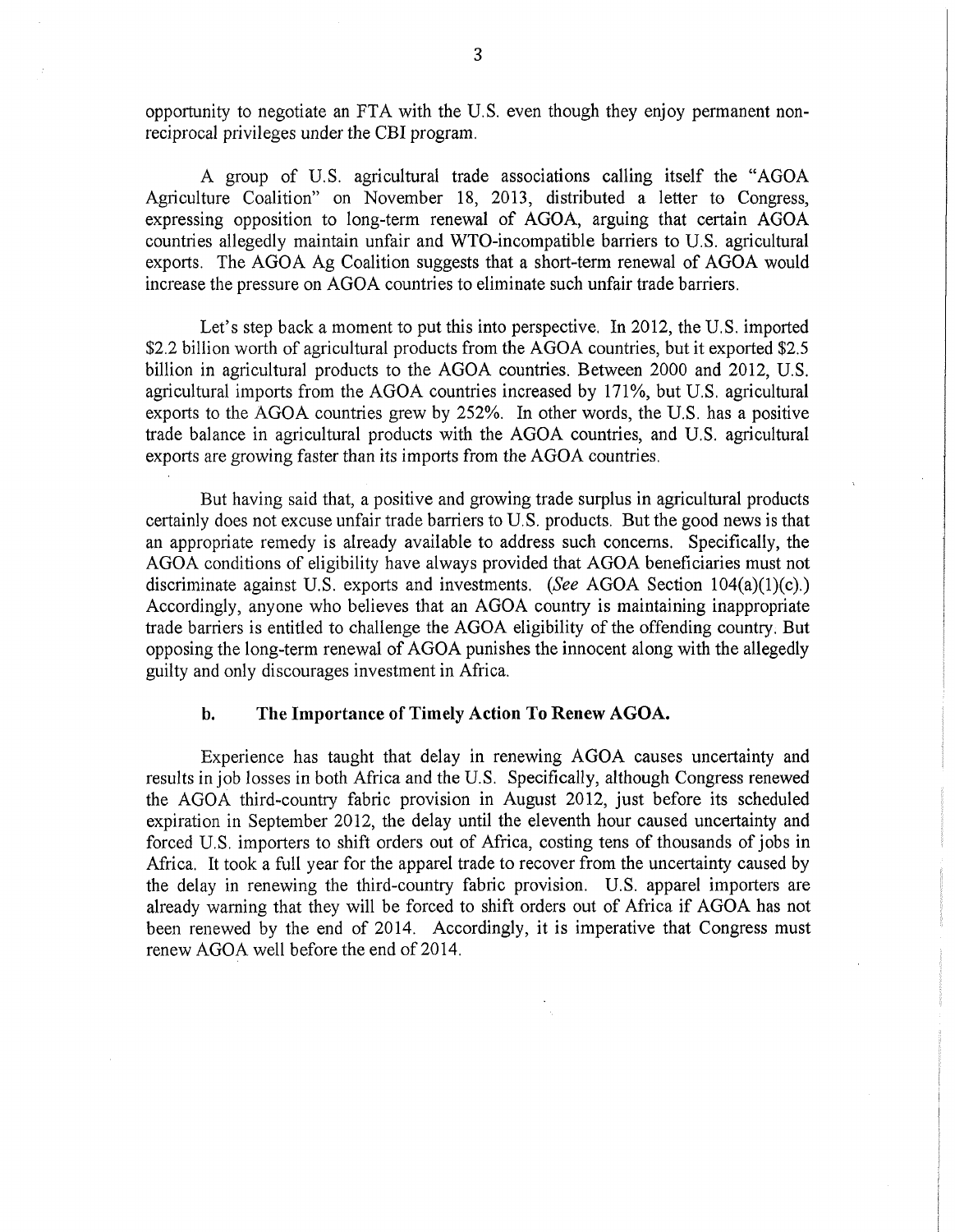opportunity to negotiate an FTA with the U.S. even though they enjoy permanent non-reciprocal privileges under the CBI program.

A group of U.S. agricultural trade associations calling itself the "AGOA Agriculture Coalition" on November 18, 2013, distributed a letter to Congress, expressing opposition to long-term renewal of AGOA, arguing that certain AGOA countries allegedly maintain unfair and WTO-incompatible barriers to U.S. agricultural exports. The AGOA Ag Coalition suggests that a short-term renewal of AGOA would increase the pressure on AGOA countries to eliminate such unfair trade barriers.

Let's step back a moment to put this into perspective. In 2012, the U.S. imported \$2.2 billion worth of agricultural products from the AGOA countries, but it exported \$2.5 billion in agricultural products to the AGOA countries. Between 2000 and 2012, U.S. agricultural imports from the AGOA countries increased by 171%, but U.S. agricultural exports to the AGOA countries grew by 252%. In other words, the U.S. has a positive trade balance in agricultural products with the AGOA countries, and U.S. agricultural exports are growing faster than its imports from the AGOA countries.

But having said that, a positive and growing trade surplus in agricultural products certainly does not excuse unfair trade barriers to U.S. products. But the good news is that an appropriate remedy is already available to address such concerns. Specifically, the AGOA conditions of eligibility have always provided that AGOA beneficiaries must not discriminate against U.S. exports and investments. (*See* AGOA Section 104(a)(1)(c).) Accordingly, anyone who believes that an AGOA country is maintaining inappropriate trade barriers is entitled to challenge the AGOA eligibility of the offending country. But opposing the long-term renewal of AGOA punishes the innocent along with the allegedly guilty and only discourages investment in Africa.

### b. The Importance of Timely Action To Renew AGOA.

Experience has taught that delay in renewing AGOA causes uncertainty and results in job losses in both Africa and the U.S. Specifically, although Congress renewed the AGOA third-country fabric provision in August 2012, just before its scheduled expiration in September 2012, the delay until the eleventh hour caused uncertainty and forced U.S. importers to shift orders out of Africa, costing tens of thousands of jobs in Africa. It took a full year for the apparel trade to recover from the uncertainty caused by the delay in renewing the third-country fabric provision. U.S. apparel importers are already warning that they will be forced to shift orders out of Africa if AGOA has not been renewed by the end of 2014. Accordingly, it is imperative that Congress must renew AGOA well before the end of 2014.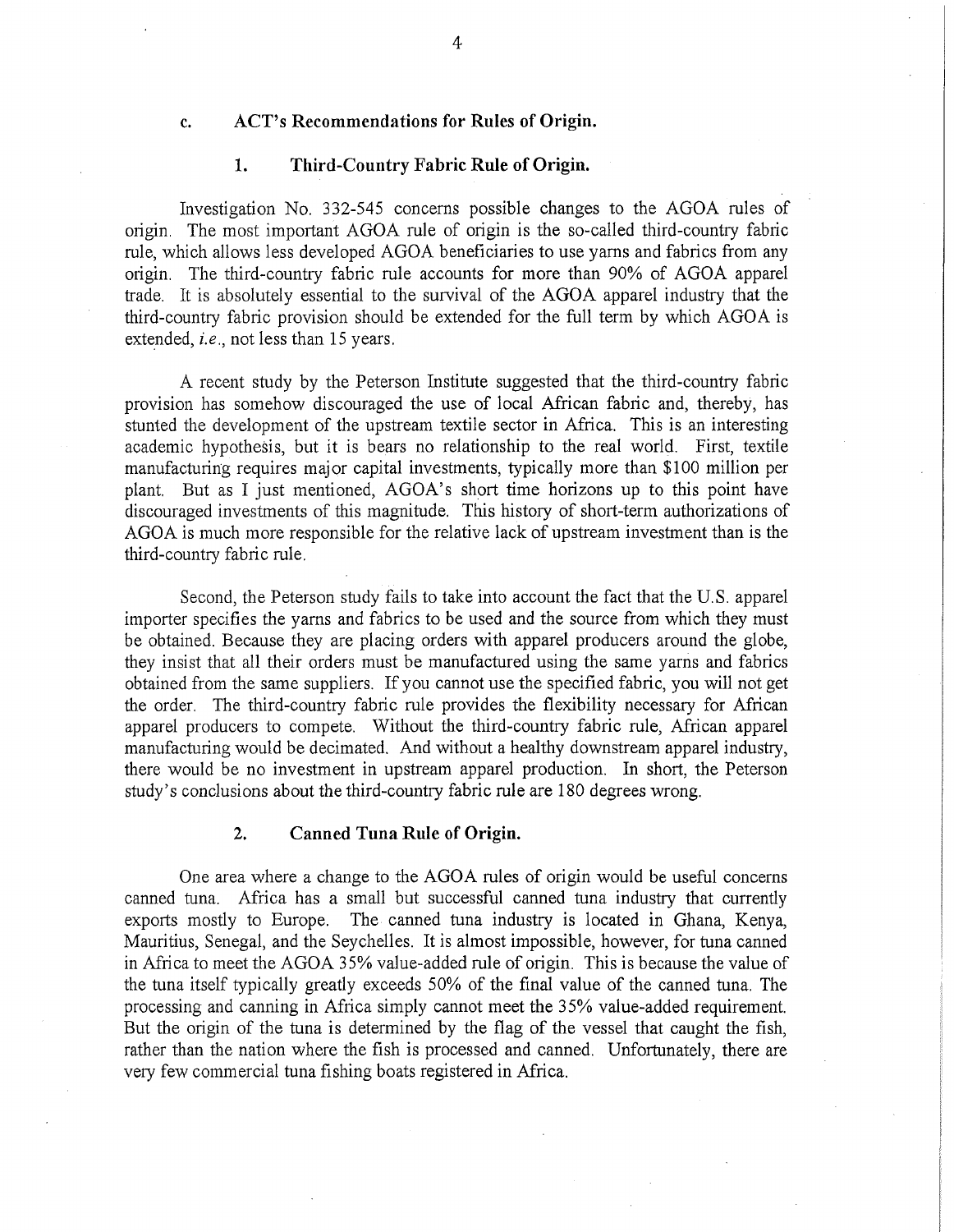### c. ACT's Recommendations for Rules of Origin.

#### 1. Third-Country Fabric Rule of Origin.

Investigation No. 332-545 concerns possible changes to the AGOA rules of origin. The most important AGOA rule of origin is the so-called third-country fabric rule, which allows less developed AGOA beneficiaries to use yarns and fabrics from any origin. The third-country fabric rule accounts for more than 90% of AGOA apparel trade. It is absolutely essential to the survival of the AGOA apparel industry that the third-country fabric provision should be extended for the full term by which AGOA is extended, *i.e.*, not less than 15 years.

A recent study by the Peterson Institute suggested that the third-country fabric provision has somehow discouraged the use of local African fabric and, thereby, has stunted the development of the upstream textile sector in Africa. This is an interesting academic hypothesis, but it is bears no relationship to the real world. First, textile manufacturing requires major capital investments, typically more than $100 million per plant. But as I just mentioned, AGOA's short time horizons up to this point have discouraged investments of this magnitude. This history of short-term authorizations of AGOA is much more responsible for the relative lack of upstream investment than is the third-country fabric rule.

Second, the Peterson study fails to take into account the fact that the U.S. apparel importer specifies the yarns and fabrics to be used and the source from which they must be obtained. Because they are placing orders with apparel producers around the globe, they insist that all their orders must be manufactured using the same yarns and fabrics obtained from the same suppliers. If you cannot use the specified fabric, you will not get the order. The third-country fabric rule provides the flexibility necessary for African apparel producers to compete. Without the third-country fabric rule, African apparel manufacturing would be decimated. And without a healthy downstream apparel industry, there would be no investment in upstream apparel production. In short, the Peterson study's conclusions about the third-country fabric rule are 180 degrees wrong.

#### 2. Canned Tuna Rule of Origin.

One area where a change to the AGOA rules of origin would be useful concerns canned tuna. Africa has a small but successful canned tuna industry that currently exports mostly to Europe. The canned tuna industry is located in Ghana, Kenya, Mauritius, Senegal, and the Seychelles. It is almost impossible, however, for tuna canned in Africa to meet the AGOA 35% value-added rule of origin. This is because the value of the tuna itself typically greatly exceeds 50% of the final value of the canned tuna. The processing and canning in Africa simply cannot meet the 35% value-added requirement. But the origin of the tuna is determined by the flag of the vessel that caught the fish, rather than the nation where the fish is processed and canned. Unfortunately, there are very few commercial tuna fishing boats registered in Africa.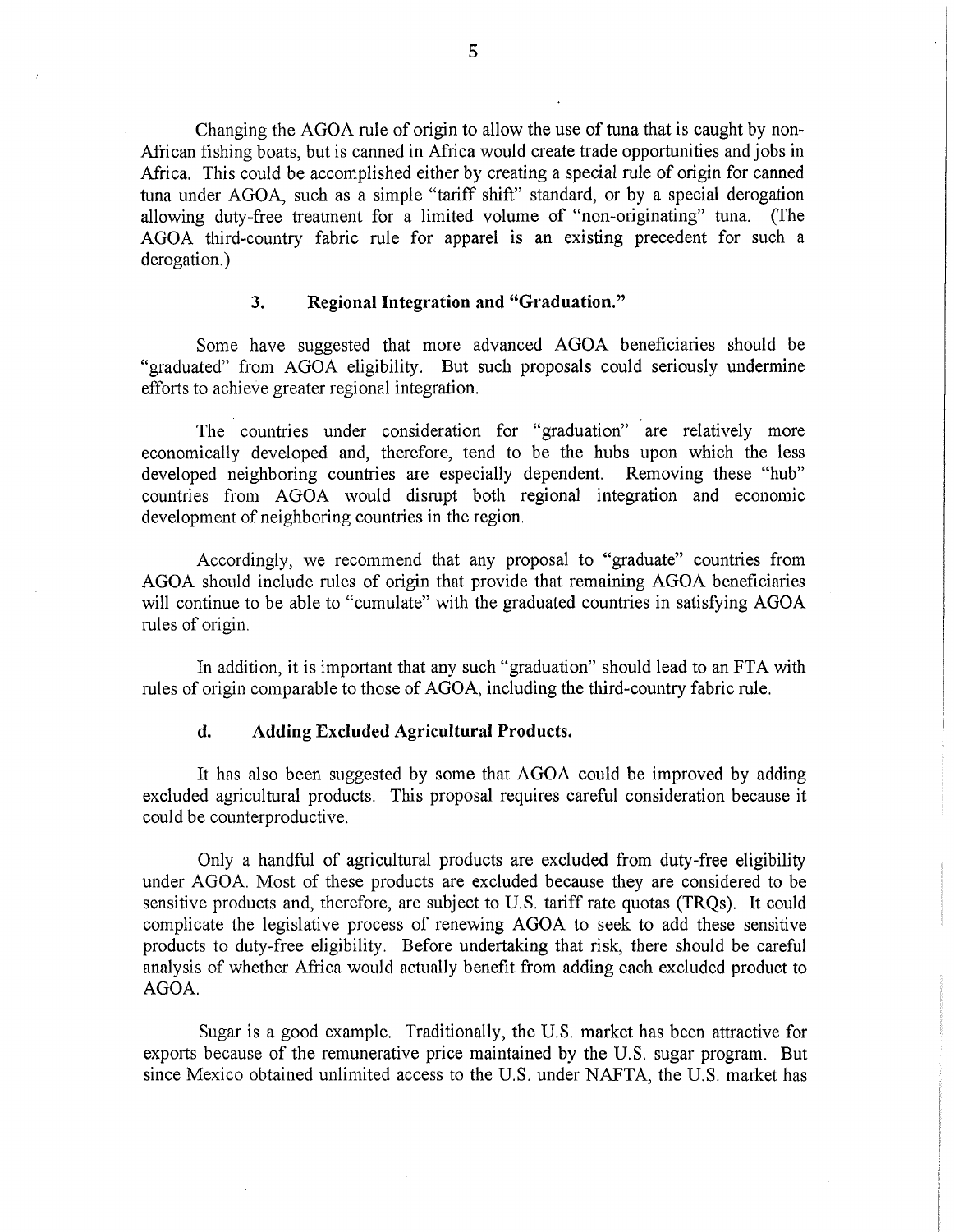Changing the AGOA rule of origin to allow the use of tuna that is caught by non-African fishing boats, but is canned in Africa would create trade opportunities and jobs in Africa. This could be accomplished either by creating a special rule of origin for canned tuna under AGOA, such as a simple "tariff shift" standard, or by a special derogation allowing duty-free treatment for a limited volume of "non-originating" tuna. (The AGOA third-country fabric rule for apparel is an existing precedent for such a derogation.)

### 3. Regional Integration and "Graduation."

Some have suggested that more advanced AGOA beneficiaries should be "graduated" from AGOA eligibility. But such proposals could seriously undermine efforts to achieve greater regional integration.

The countries under consideration for "graduation" are relatively more economically developed and, therefore, tend to be the hubs upon which the less developed neighboring countries are especially dependent. Removing these "hub" countries from AGOA would disrupt both regional integration and economic development of neighboring countries in the region.

Accordingly, we recommend that any proposal to "graduate" countries from AGOA should include rules of origin that provide that remaining AGOA beneficiaries will continue to be able to "cumulate" with the graduated countries in satisfying AGOA rules of origin.

In addition, it is important that any such "graduation" should lead to an FTA with rules of origin comparable to those of AGOA, including the third-country fabric rule.

### d. Adding Excluded Agricultural Products.

It has also been suggested by some that AGOA could be improved by adding excluded agricultural products. This proposal requires careful consideration because it could be counterproductive.

Only a handful of agricultural products are excluded from duty-free eligibility under AGOA. Most of these products are excluded because they are considered to be sensitive products and, therefore, are subject to U.S. tariff rate quotas (TRQs). It could complicate the legislative process of renewing AGOA to seek to add these sensitive products to duty-free eligibility. Before undertaking that risk, there should be careful analysis of whether Africa would actually benefit from adding each excluded product to AGOA.

Sugar is a good example. Traditionally, the U.S. market has been attractive for exports because of the remunerative price maintained by the U.S. sugar program. But since Mexico obtained unlimited access to the U.S. under NAFTA, the U.S. market has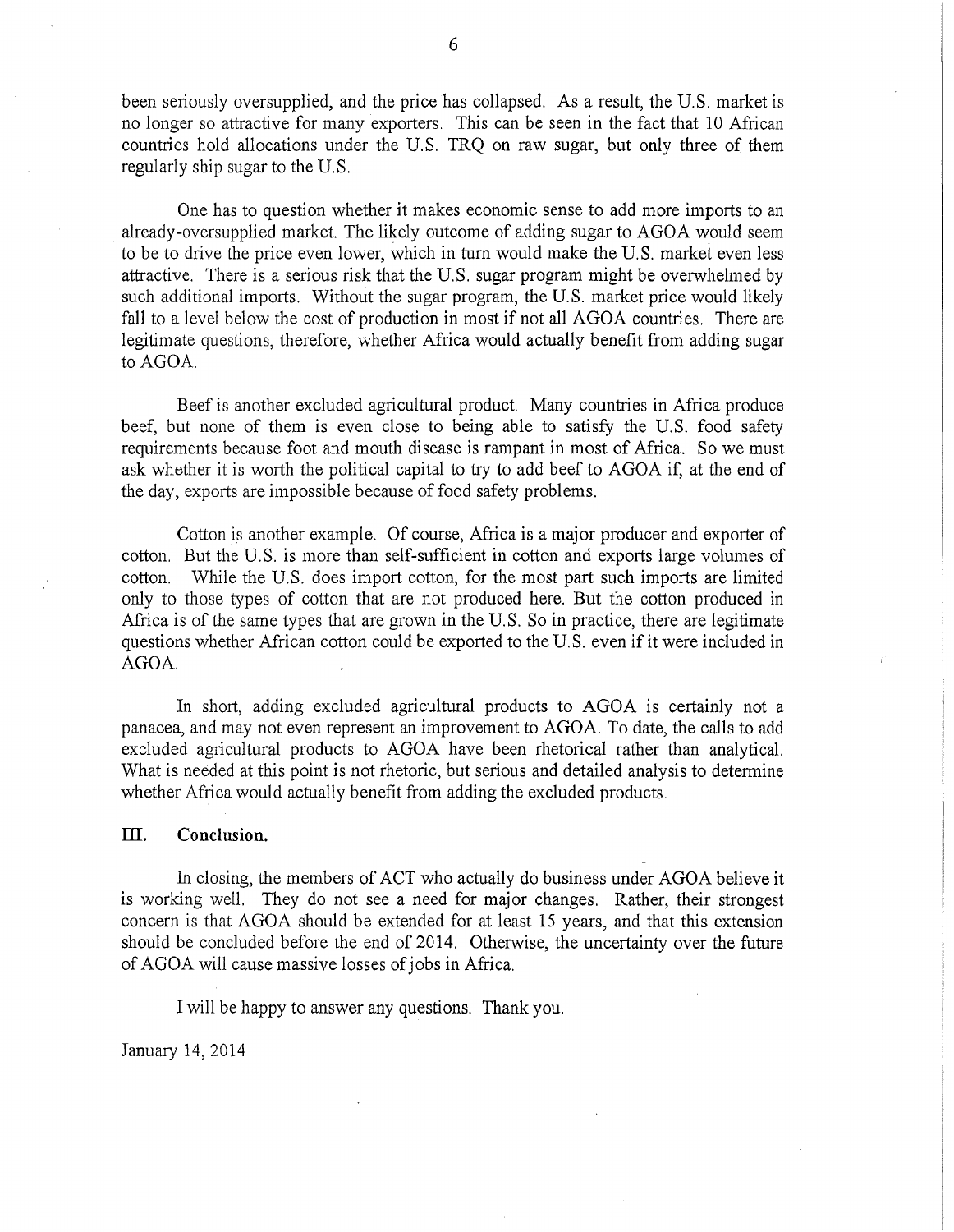been seriously oversupplied, and the price has collapsed. As a result, the U.S. market is no longer so attractive for many exporters. This can be seen in the fact that 10 African countries hold allocations under the U.S. TRQ on raw sugar, but only three of them regularly ship sugar to the U.S.

One has to question whether it makes economic sense to add more imports to an already-oversupplied market. The likely outcome of adding sugar to AGOA would seem to be to drive the price even lower, which in turn would make the U.S. market even less attractive. There is a serious risk that the U.S. sugar program might be overwhelmed by such additional imports. Without the sugar program, the U.S. market price would likely fall to a level below the cost of production in most if not all AGOA countries. There are legitimate questions, therefore, whether Africa would actually benefit from adding sugar to AGOA.

Beef is another excluded agricultural product. Many countries in Africa produce beef, but none of them is even close to being able to satisfy the U.S. food safety requirements because foot and mouth disease is rampant in most of Africa. So we must ask whether it is worth the political capital to try to add beef to AGOA if, at the end of the day, exports are impossible because of food safety problems.

Cotton is another example. Of course, Africa is a major producer and exporter of cotton. But the U.S. is more than self-sufficient in cotton and exports large volumes of cotton. While the U.S. does import cotton, for the most part such imports are limited only to those types of cotton that are not produced here. But the cotton produced in Africa is of the same types that are grown in the U.S. So in practice, there are legitimate questions whether African cotton could be exported to the U.S. even if it were included in AGOA.

In short, adding excluded agricultural products to AGOA is certainly not a panacea, and may not even represent an improvement to AGOA. To date, the calls to add excluded agricultural products to AGOA have been rhetorical rather than analytical. What is needed at this point is not rhetoric, but serious and detailed analysis to determine whether Africa would actually benefit from adding the excluded products.

## III. Conclusion.

In closing, the members of ACT who actually do business under AGOA believe it is working well. They do not see a need for major changes. Rather, their strongest concern is that AGOA should be extended for at least 15 years, and that this extension should be concluded before the end of 2014. Otherwise, the uncertainty over the future of AGOA will cause massive losses of jobs in Africa.

I will be happy to answer any questions. Thank you.

January 14, 2014